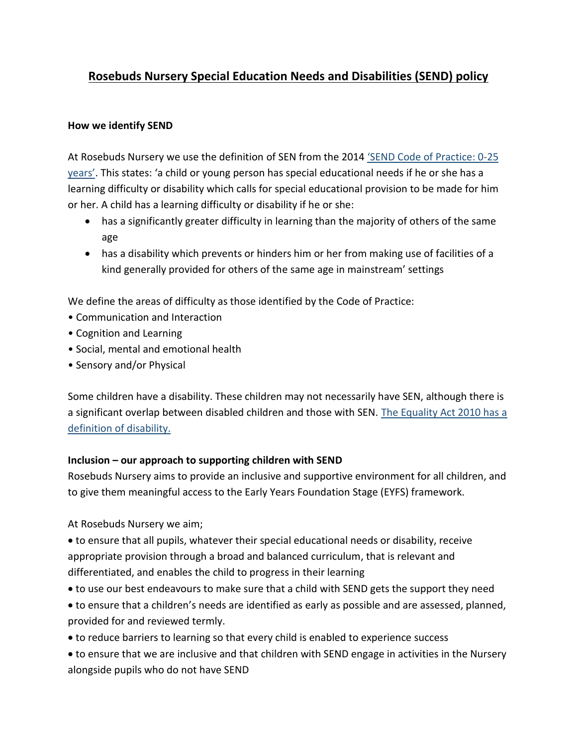# Rosebuds Nursery Special Education Needs and Disabilities (SEND) policy

### How we identify SEND

At Rosebuds Nursery we use the definition of SEN from the 2014 'SEND Code of Practice: 0-25 years'. This states: 'a child or young person has special educational needs if he or she has a learning difficulty or disability which calls for special educational provision to be made for him or her. A child has a learning difficulty or disability if he or she:

- has a significantly greater difficulty in learning than the majority of others of the same age
- has a disability which prevents or hinders him or her from making use of facilities of a kind generally provided for others of the same age in mainstream' settings

We define the areas of difficulty as those identified by the Code of Practice:

- Communication and Interaction
- Cognition and Learning
- Social, mental and emotional health
- Sensory and/or Physical

Some children have a disability. These children may not necessarily have SEN, although there is a significant overlap between disabled children and those with SEN. The Equality Act 2010 has a definition of disability.

### Inclusion – our approach to supporting children with SEND

Rosebuds Nursery aims to provide an inclusive and supportive environment for all children, and to give them meaningful access to the Early Years Foundation Stage (EYFS) framework.

At Rosebuds Nursery we aim;

- to ensure that all pupils, whatever their special educational needs or disability, receive appropriate provision through a broad and balanced curriculum, that is relevant and differentiated, and enables the child to progress in their learning
- to use our best endeavours to make sure that a child with SEND gets the support they need
- to ensure that a children's needs are identified as early as possible and are assessed, planned, provided for and reviewed termly.
- to reduce barriers to learning so that every child is enabled to experience success
- to ensure that we are inclusive and that children with SEND engage in activities in the Nursery alongside pupils who do not have SEND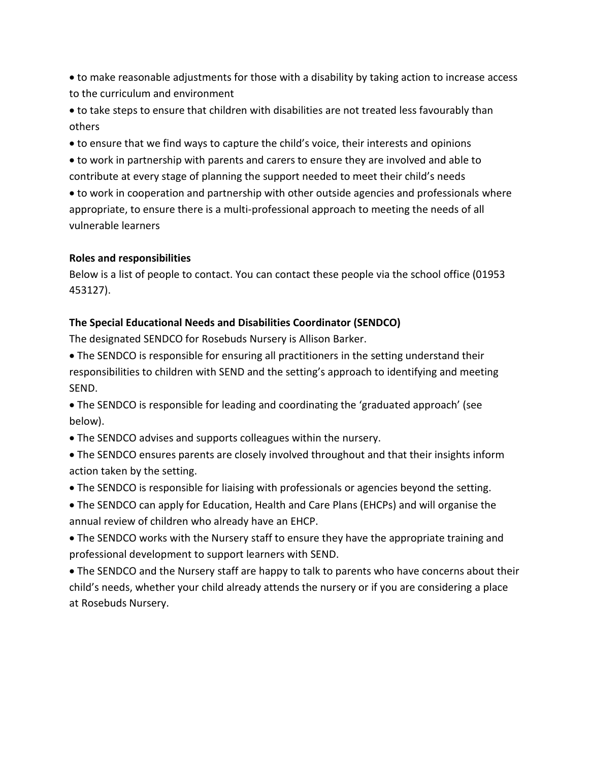- to make reasonable adjustments for those with a disability by taking action to increase access to the curriculum and environment
- to take steps to ensure that children with disabilities are not treated less favourably than others
- to ensure that we find ways to capture the child's voice, their interests and opinions
- to work in partnership with parents and carers to ensure they are involved and able to contribute at every stage of planning the support needed to meet their child's needs
- to work in cooperation and partnership with other outside agencies and professionals where appropriate, to ensure there is a multi-professional approach to meeting the needs of all vulnerable learners

**Roles and responsibilities**

Below is a list of people to contact. You can contact these people via the school office (01953 453127).

**The Special Educational Needs and Disabilities Coordinator (SENDCO)**

The designated SENDCO for Rosebuds Nursery is Allison Barker.

- The SENDCO is responsible for ensuring all practitioners in the setting understand their responsibilities to children with SEND and the setting's approach to identifying and meeting SEND.
- The SENDCO is responsible for leading and coordinating the 'graduated approach' (see below).
- The SENDCO advises and supports colleagues within the nursery.
- The SENDCO ensures parents are closely involved throughout and that their insights inform action taken by the setting.
- The SENDCO is responsible for liaising with professionals or agencies beyond the setting.
- The SENDCO can apply for Education, Health and Care Plans (EHCPs) and will organise the annual review of children who already have an EHCP.
- The SENDCO works with the Nursery staff to ensure they have the appropriate training and professional development to support learners with SEND.
- The SENDCO and the Nursery staff are happy to talk to parents who have concerns about their child's needs, whether your child already attends the nursery or if you are considering a place at Rosebuds Nursery.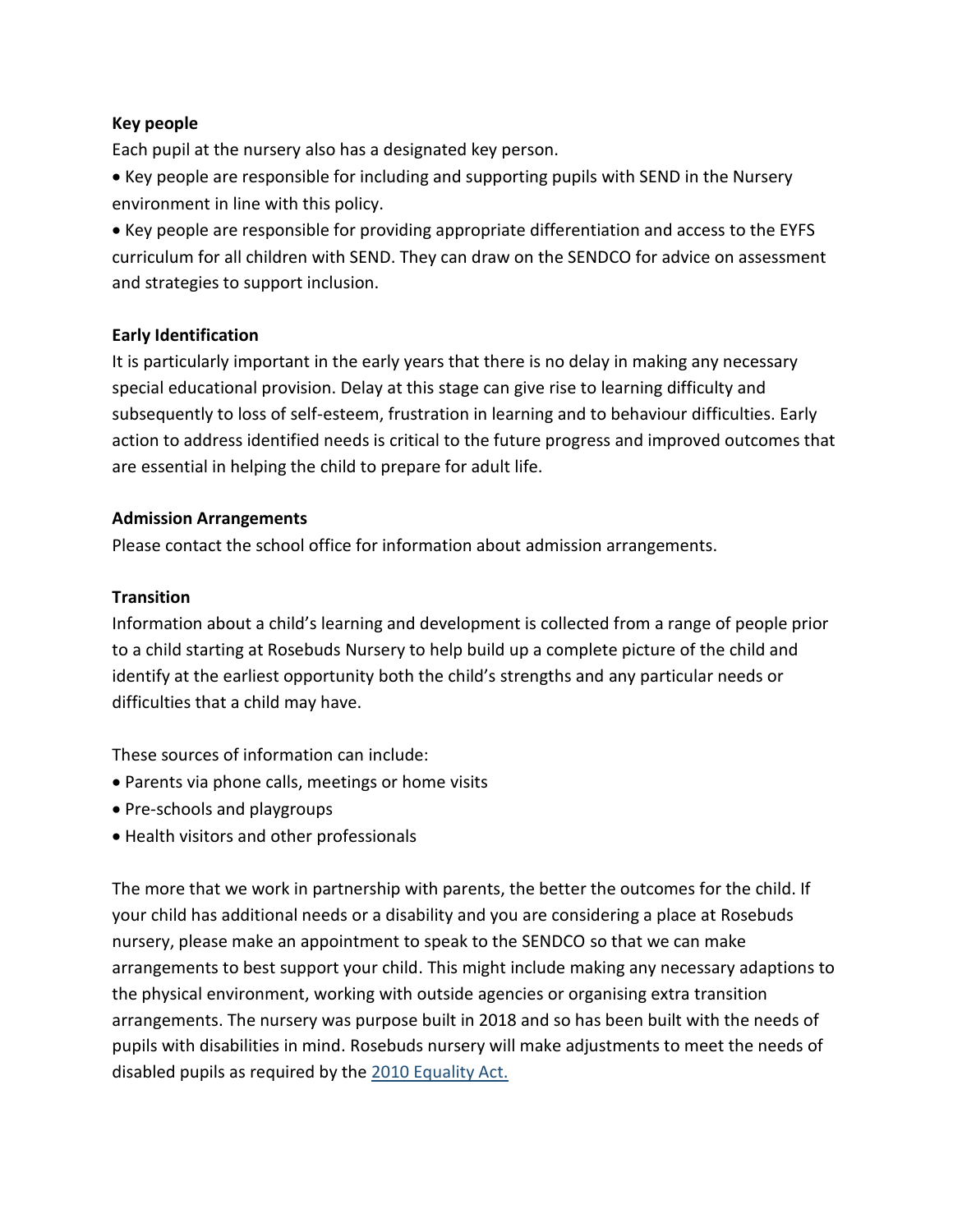**Key people**

Each pupil at the nursery also has a designated key person.

- Key people are responsible for including and supporting pupils with SEND in the Nursery environment in line with this policy.
- Key people are responsible for providing appropriate differentiation and access to the EYFS curriculum for all children with SEND. They can draw on the SENDCO for advice on assessment and strategies to support inclusion.

**Early Identification**

It is particularly important in the early years that there is no delay in making any necessary special educational provision. Delay at this stage can give rise to learning difficulty and subsequently to loss of self-esteem, frustration in learning and to behaviour difficulties. Early action to address identified needs is critical to the future progress and improved outcomes that are essential in helping the child to prepare for adult life.

**Admission Arrangements**

Please contact the school office for information about admission arrangements.

**Transition**

Information about a child's learning and development is collected from a range of people prior to a child starting at Rosebuds Nursery to help build up a complete picture of the child and identify at the earliest opportunity both the child's strengths and any particular needs or difficulties that a child may have.

These sources of information can include:

- Parents via phone calls, meetings or home visits
- Pre-schools and playgroups
- Health visitors and other professionals

The more that we work in partnership with parents, the better the outcomes for the child. If your child has additional needs or a disability and you are considering a place at Rosebuds nursery, please make an appointment to speak to the SENDCO so that we can make arrangements to best support your child. This might include making any necessary adaptions to the physical environment, working with outside agencies or organising extra transition arrangements. The nursery was purpose built in 2018 and so has been built with the needs of pupils with disabilities in mind. Rosebuds nursery will make adjustments to meet the needs of disabled pupils as required by the 2010 Equality Act.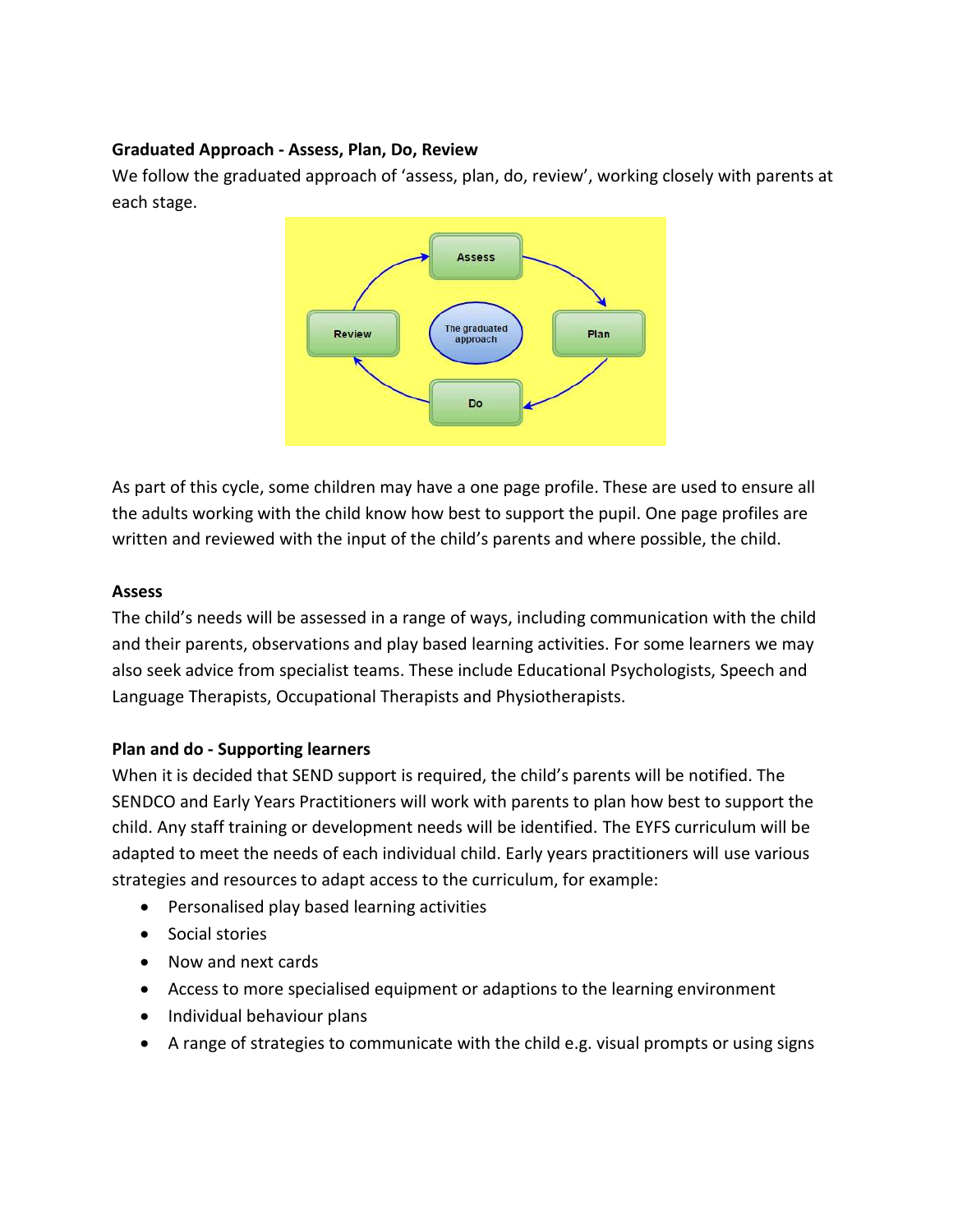**Graduated Approach - Assess, Plan, Do, Review**

We follow the graduated approach of 'assess, plan, do, review', working closely with parents at each stage.

As part of this cycle, some children may have a one page profile. These are used to ensure all the adults working with the child know how best to support the pupil. One page profiles are written and reviewed with the input of the child's parents and where possible, the child.

**Assess**

The child's needs will be assessed in a range of ways, including communication with the child and their parents, observations and play based learning activities. For some learners we may also seek advice from specialist teams. These include Educational Psychologists, Speech and Language Therapists, Occupational Therapists and Physiotherapists.

**Plan and do - Supporting learners**

When it is decided that SEND support is required, the child's parents will be notified. The SENDCO and Early Years Practitioners will work with parents to plan how best to support the child. Any staff training or development needs will be identified. The EYFS curriculum will be adapted to meet the needs of each individual child. Early years practitioners will use various strategies and resources to adapt access to the curriculum, for example:

- Personalised play based learning activities
- Social stories
- Now and next cards
- Access to more specialised equipment or adaptions to the learning environment
- Individual behaviour plans
- A range of strategies to communicate with the child e.g. visual prompts or using signs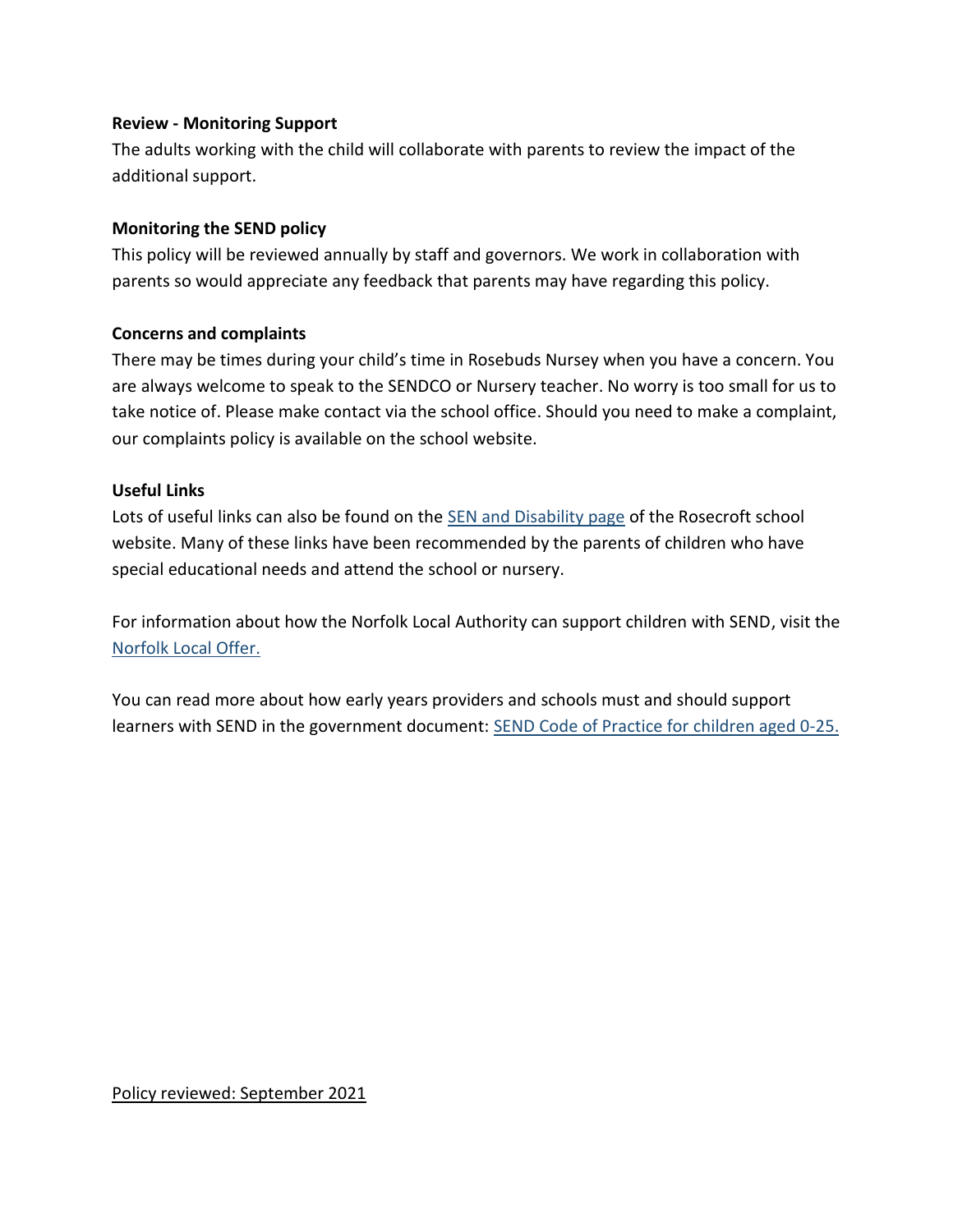**Review - Monitoring Support**

The adults working with the child will collaborate with parents to review the impact of the additional support.

**Monitoring the SEND policy**

This policy will be reviewed annually by staff and governors. We work in collaboration with parents so would appreciate any feedback that parents may have regarding this policy.

**Concerns and complaints**

There may be times during your child's time in Rosebuds Nursey when you have a concern. You are always welcome to speak to the SENDCO or Nursery teacher. No worry is too small for us to take notice of. Please make contact via the school office. Should you need to make a complaint, our complaints policy is available on the school website.

**Useful Links**

Lots of useful links can also be found on the SEN and Disability page of the Rosecroft school website. Many of these links have been recommended by the parents of children who have special educational needs and attend the school or nursery.

For information about how the Norfolk Local Authority can support children with SEND, visit the Norfolk Local Offer.

You can read more about how early years providers and schools must and should support learners with SEND in the government document: SEND Code of Practice for children aged 0-25.

Policy reviewed: September 2021